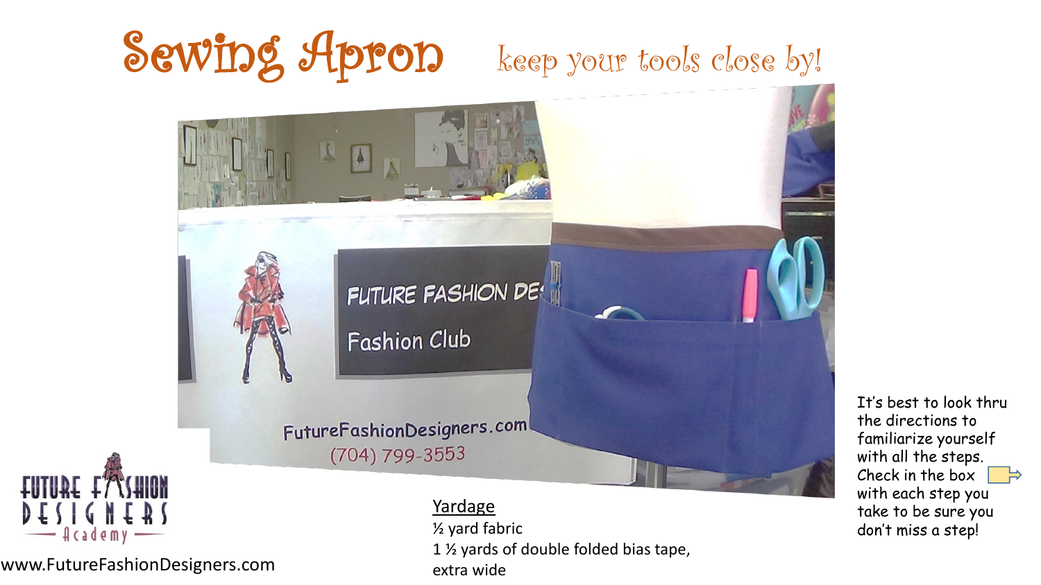# Sewing Apron

keep your tools close by!

It's best to look thru the directions to familiarize yourself with all the steps. Check in the box with each step you take to be sure you don't miss a step!

**Yardage**

½ yard fabric

1 ½ yards of double folded bias tape, extra wide

www.FutureFashionDesigners.com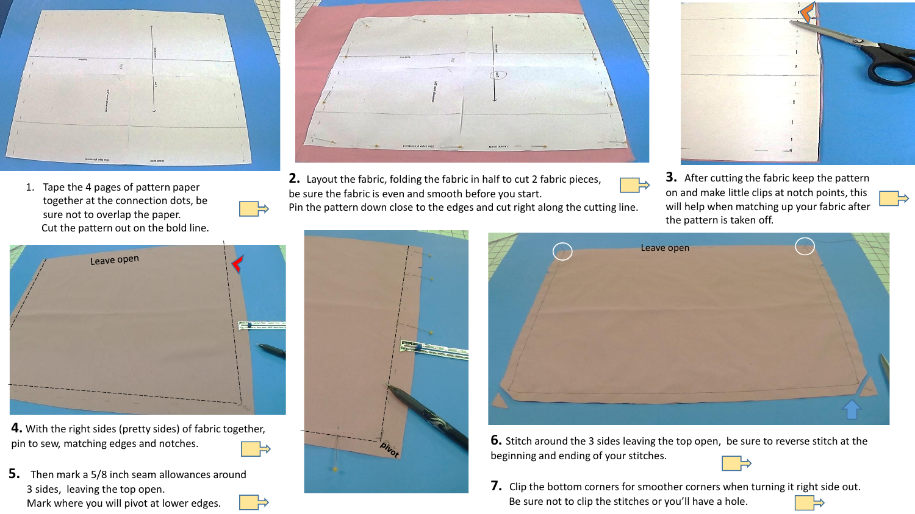1. Tape the 4 pages of pattern paper together at the connection dots, be sure not to overlap the paper.
   Cut the pattern out on the bold line.

2. Layout the fabric, folding the fabric in half to cut 2 fabric pieces, be sure the fabric is even and smooth before you start.
   Pin the pattern down close to the edges and cut right along the cutting line.

3. After cutting the fabric keep the pattern on and make little clips at notch points, this will help when matching up your fabric after the pattern is taken off.

4. With the right sides (pretty sides) of fabric together, pin to sew, matching edges and notches.

5. Then mark a 5/8 inch seam allowances around 3 sides, leaving the top open.
   Mark where you will pivot at lower edges.

6. Stitch around the 3 sides leaving the top open, be sure to reverse stitch at the beginning and ending of your stitches.

7. Clip the bottom corners for smoother corners when turning it right side out.
   Be sure not to clip the stitches or you'll have a hole.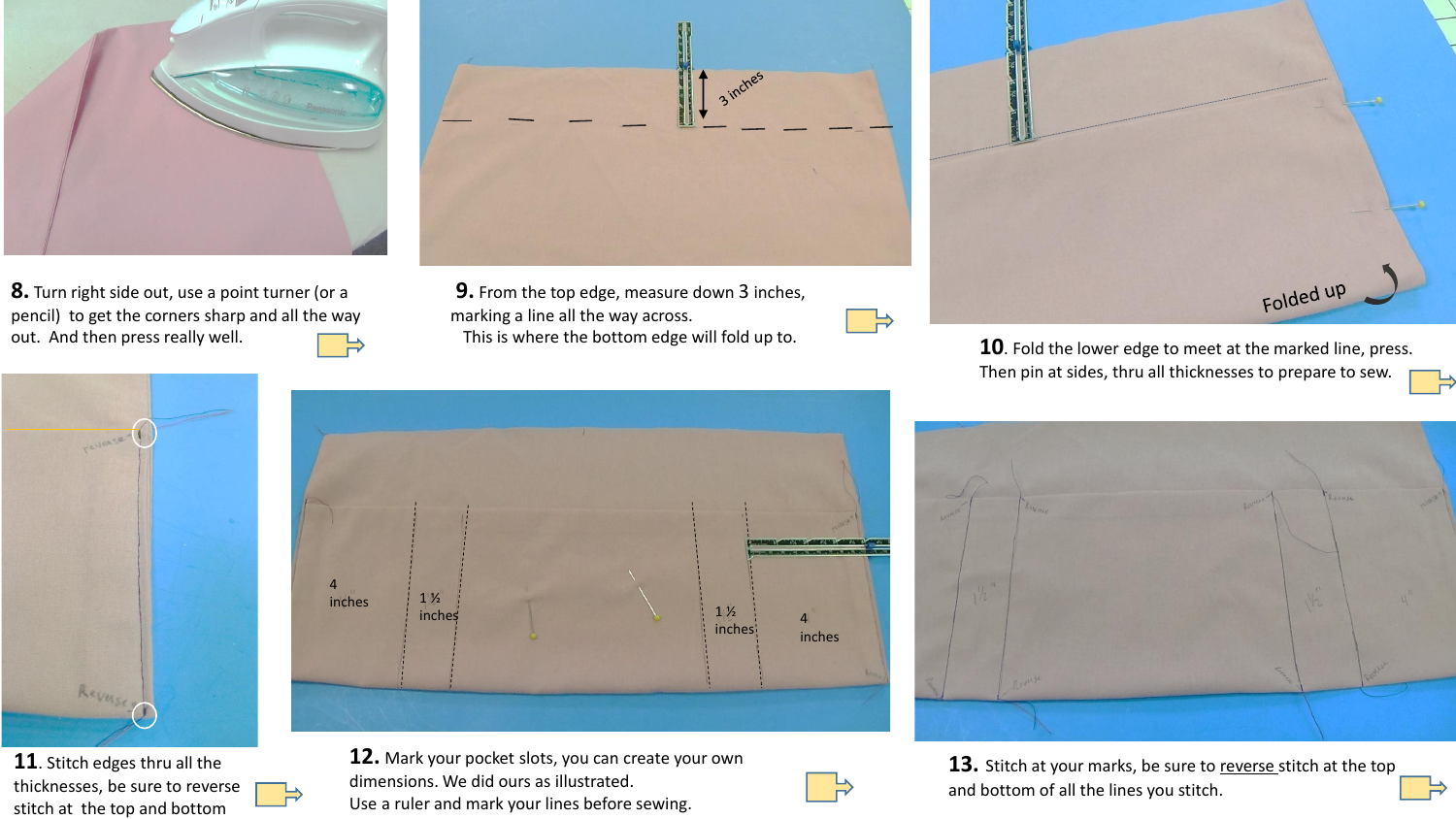**8.** Turn right side out, use a point turner (or a pencil) to get the corners sharp and all the way out. And then press really well.

**9.** From the top edge, measure down 3 inches, marking a line all the way across.
This is where the bottom edge will fold up to.

**10**. Fold the lower edge to meet at the marked line, press. Then pin at sides, thru all thicknesses to prepare to sew.

**11**. Stitch edges thru all the thicknesses, be sure to reverse stitch at the top and bottom

**12.** Mark your pocket slots, you can create your own dimensions. We did ours as illustrated.
Use a ruler and mark your lines before sewing.

**13.** Stitch at your marks, be sure to reverse stitch at the top and bottom of all the lines you stitch.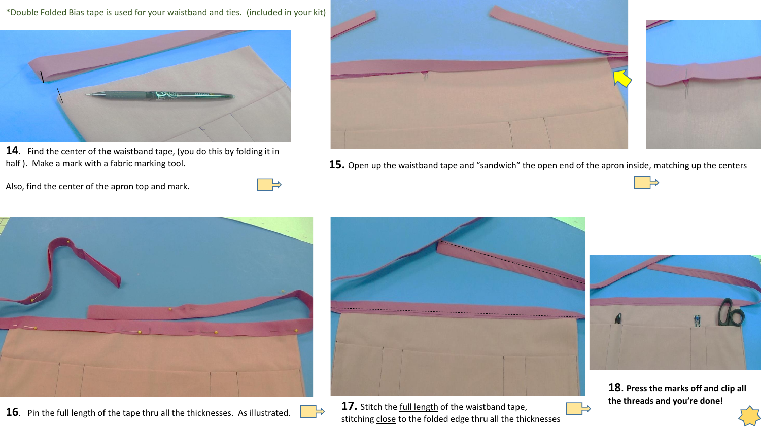*Double Folded Bias tape is used for your waistband and ties. (included in your kit)

**14**. Find the center of the waistband tape, (you do this by folding it in half ). Make a mark with a fabric marking tool.

Also, find the center of the apron top and mark.

**15.** Open up the waistband tape and "sandwich" the open end of the apron inside, matching up the centers

**16**. Pin the full length of the tape thru all the thicknesses. As illustrated.

**17.** Stitch the full length of the waistband tape, stitching close to the folded edge thru all the thicknesses

**18. Press the marks off and clip all the threads and you're done!**